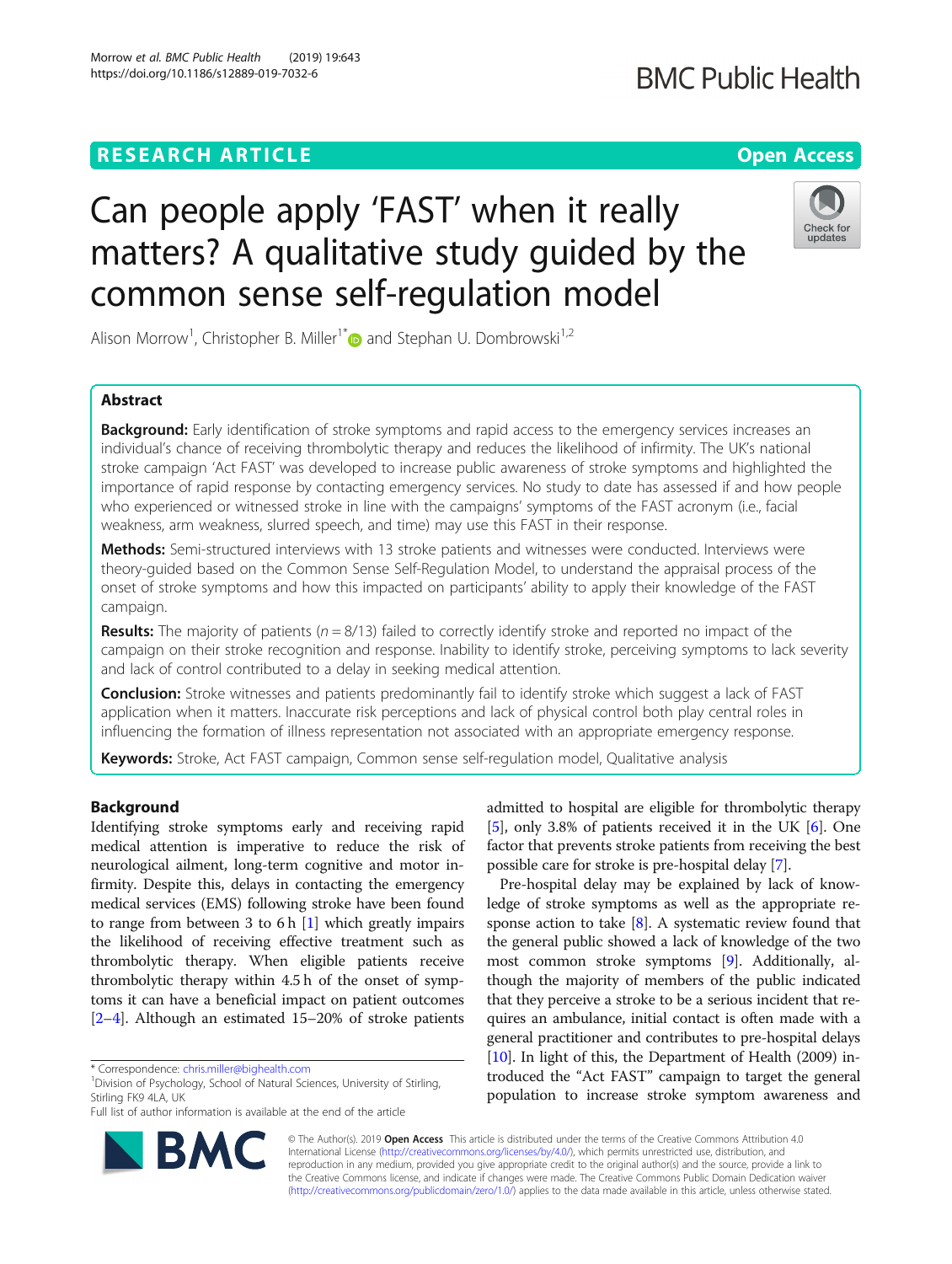RESEARCH ARTICLE

Open Access

# Can people apply 'FAST' when it really matters? A qualitative study guided by the common sense self-regulation model

Alison Morrow[1], Christopher B. Miller[1*] and Stephan U. Dombrowski[1,2]

## Abstract

**Background:** Early identification of stroke symptoms and rapid access to the emergency services increases an individual's chance of receiving thrombolytic therapy and reduces the likelihood of infirmity. The UK's national stroke campaign 'Act FAST' was developed to increase public awareness of stroke symptoms and highlighted the importance of rapid response by contacting emergency services. No study to date has assessed if and how people who experienced or witnessed stroke in line with the campaigns' symptoms of the FAST acronym (i.e., facial weakness, arm weakness, slurred speech, and time) may use this FAST in their response.

**Methods:** Semi-structured interviews with 13 stroke patients and witnesses were conducted. Interviews were theory-guided based on the Common Sense Self-Regulation Model, to understand the appraisal process of the onset of stroke symptoms and how this impacted on participants' ability to apply their knowledge of the FAST campaign.

**Results:** The majority of patients ($n = 8/13$) failed to correctly identify stroke and reported no impact of the campaign on their stroke recognition and response. Inability to identify stroke, perceiving symptoms to lack severity and lack of control contributed to a delay in seeking medical attention.

**Conclusion:** Stroke witnesses and patients predominantly fail to identify stroke which suggest a lack of FAST application when it matters. Inaccurate risk perceptions and lack of physical control both play central roles in influencing the formation of illness representation not associated with an appropriate emergency response.

**Keywords:** Stroke, Act FAST campaign, Common sense self-regulation model, Qualitative analysis

## Background

Identifying stroke symptoms early and receiving rapid medical attention is imperative to reduce the risk of neurological ailment, long-term cognitive and motor infirmity. Despite this, delays in contacting the emergency medical services (EMS) following stroke have been found to range from between 3 to 6 h [1] which greatly impairs the likelihood of receiving effective treatment such as thrombolytic therapy. When eligible patients receive thrombolytic therapy within 4.5 h of the onset of symptoms it can have a beneficial impact on patient outcomes [2–4]. Although an estimated 15–20% of stroke patients admitted to hospital are eligible for thrombolytic therapy [5], only 3.8% of patients received it in the UK [6]. One factor that prevents stroke patients from receiving the best possible care for stroke is pre-hospital delay [7].

Pre-hospital delay may be explained by lack of knowledge of stroke symptoms as well as the appropriate response action to take [8]. A systematic review found that the general public showed a lack of knowledge of the two most common stroke symptoms [9]. Additionally, although the majority of members of the public indicated that they perceive a stroke to be a serious incident that requires an ambulance, initial contact is often made with a general practitioner and contributes to pre-hospital delays [10]. In light of this, the Department of Health (2009) introduced the "Act FAST" campaign to target the general population to increase stroke symptom awareness and

\* Correspondence: chris.miller@bighealth.com
[1]Division of Psychology, School of Natural Sciences, University of Stirling, Stirling FK9 4LA, UK
Full list of author information is available at the end of the article

© The Author(s). 2019 **Open Access** This article is distributed under the terms of the Creative Commons Attribution 4.0 International License (http://creativecommons.org/licenses/by/4.0/), which permits unrestricted use, distribution, and reproduction in any medium, provided you give appropriate credit to the original author(s) and the source, provide a link to the Creative Commons license, and indicate if changes were made. The Creative Commons Public Domain Dedication waiver (http://creativecommons.org/publicdomain/zero/1.0/) applies to the data made available in this article, unless otherwise stated.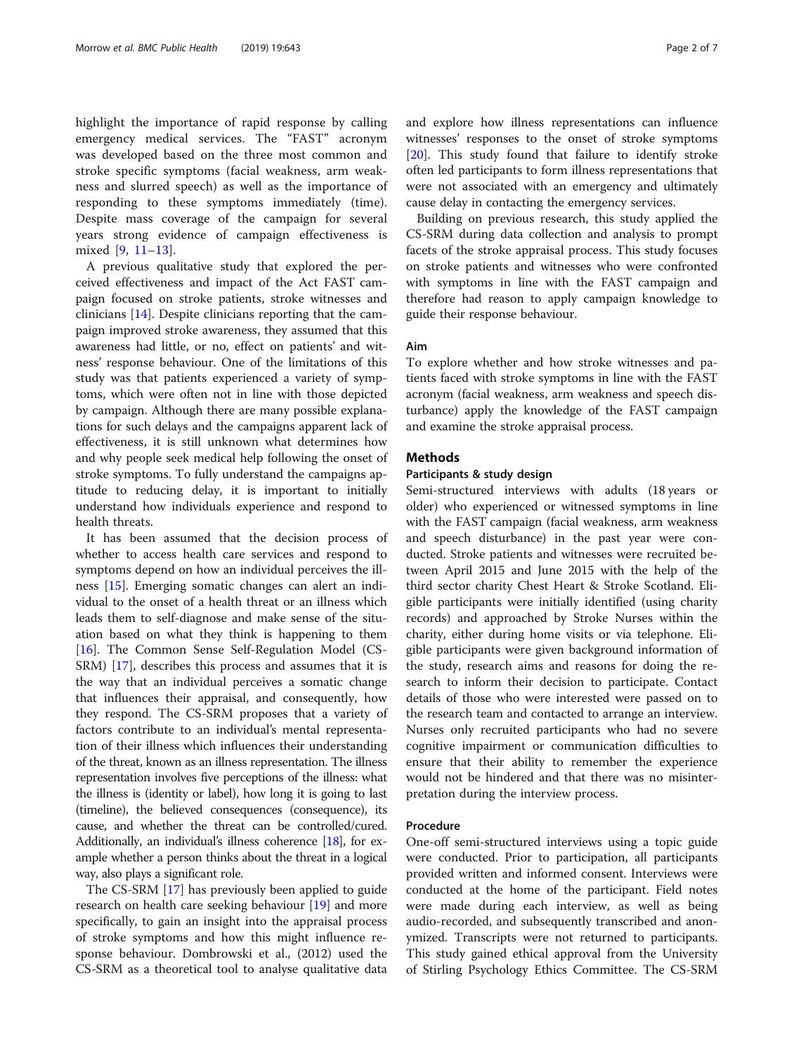highlight the importance of rapid response by calling emergency medical services. The "FAST" acronym was developed based on the three most common and stroke specific symptoms (facial weakness, arm weakness and slurred speech) as well as the importance of responding to these symptoms immediately (time). Despite mass coverage of the campaign for several years strong evidence of campaign effectiveness is mixed [9, 11–13].

A previous qualitative study that explored the perceived effectiveness and impact of the Act FAST campaign focused on stroke patients, stroke witnesses and clinicians [14]. Despite clinicians reporting that the campaign improved stroke awareness, they assumed that this awareness had little, or no, effect on patients' and witness' response behaviour. One of the limitations of this study was that patients experienced a variety of symptoms, which were often not in line with those depicted by campaign. Although there are many possible explanations for such delays and the campaigns apparent lack of effectiveness, it is still unknown what determines how and why people seek medical help following the onset of stroke symptoms. To fully understand the campaigns aptitude to reducing delay, it is important to initially understand how individuals experience and respond to health threats.

It has been assumed that the decision process of whether to access health care services and respond to symptoms depend on how an individual perceives the illness [15]. Emerging somatic changes can alert an individual to the onset of a health threat or an illness which leads them to self-diagnose and make sense of the situation based on what they think is happening to them [16]. The Common Sense Self-Regulation Model (CS-SRM) [17], describes this process and assumes that it is the way that an individual perceives a somatic change that influences their appraisal, and consequently, how they respond. The CS-SRM proposes that a variety of factors contribute to an individual's mental representation of their illness which influences their understanding of the threat, known as an illness representation. The illness representation involves five perceptions of the illness: what the illness is (identity or label), how long it is going to last (timeline), the believed consequences (consequence), its cause, and whether the threat can be controlled/cured. Additionally, an individual's illness coherence [18], for example whether a person thinks about the threat in a logical way, also plays a significant role.

The CS-SRM [17] has previously been applied to guide research on health care seeking behaviour [19] and more specifically, to gain an insight into the appraisal process of stroke symptoms and how this might influence response behaviour. Dombrowski et al., (2012) used the CS-SRM as a theoretical tool to analyse qualitative data and explore how illness representations can influence witnesses' responses to the onset of stroke symptoms [20]. This study found that failure to identify stroke often led participants to form illness representations that were not associated with an emergency and ultimately cause delay in contacting the emergency services.

Building on previous research, this study applied the CS-SRM during data collection and analysis to prompt facets of the stroke appraisal process. This study focuses on stroke patients and witnesses who were confronted with symptoms in line with the FAST campaign and therefore had reason to apply campaign knowledge to guide their response behaviour.

### Aim

To explore whether and how stroke witnesses and patients faced with stroke symptoms in line with the FAST acronym (facial weakness, arm weakness and speech disturbance) apply the knowledge of the FAST campaign and examine the stroke appraisal process.

## Methods

### Participants & study design

Semi-structured interviews with adults (18 years or older) who experienced or witnessed symptoms in line with the FAST campaign (facial weakness, arm weakness and speech disturbance) in the past year were conducted. Stroke patients and witnesses were recruited between April 2015 and June 2015 with the help of the third sector charity Chest Heart & Stroke Scotland. Eligible participants were initially identified (using charity records) and approached by Stroke Nurses within the charity, either during home visits or via telephone. Eligible participants were given background information of the study, research aims and reasons for doing the research to inform their decision to participate. Contact details of those who were interested were passed on to the research team and contacted to arrange an interview. Nurses only recruited participants who had no severe cognitive impairment or communication difficulties to ensure that their ability to remember the experience would not be hindered and that there was no misinterpretation during the interview process.

### Procedure

One-off semi-structured interviews using a topic guide were conducted. Prior to participation, all participants provided written and informed consent. Interviews were conducted at the home of the participant. Field notes were made during each interview, as well as being audio-recorded, and subsequently transcribed and anonymized. Transcripts were not returned to participants. This study gained ethical approval from the University of Stirling Psychology Ethics Committee. The CS-SRM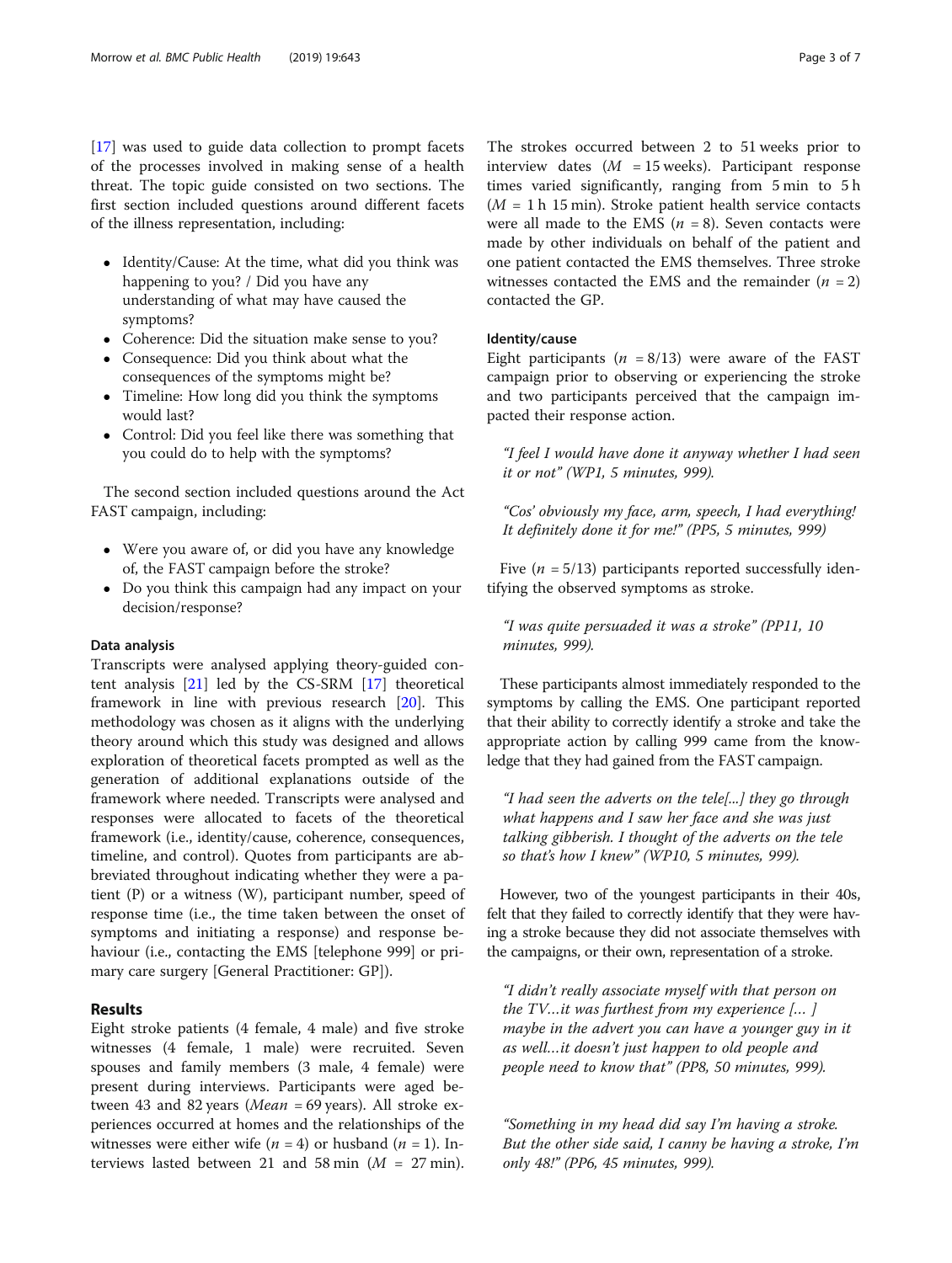[17] was used to guide data collection to prompt facets of the processes involved in making sense of a health threat. The topic guide consisted on two sections. The first section included questions around different facets of the illness representation, including:

- Identity/Cause: At the time, what did you think was happening to you? / Did you have any understanding of what may have caused the symptoms?
- Coherence: Did the situation make sense to you?
- Consequence: Did you think about what the consequences of the symptoms might be?
- Timeline: How long did you think the symptoms would last?
- Control: Did you feel like there was something that you could do to help with the symptoms?

The second section included questions around the Act FAST campaign, including:

- Were you aware of, or did you have any knowledge of, the FAST campaign before the stroke?
- Do you think this campaign had any impact on your decision/response?

### Data analysis

Transcripts were analysed applying theory-guided content analysis [21] led by the CS-SRM [17] theoretical framework in line with previous research [20]. This methodology was chosen as it aligns with the underlying theory around which this study was designed and allows exploration of theoretical facets prompted as well as the generation of additional explanations outside of the framework where needed. Transcripts were analysed and responses were allocated to facets of the theoretical framework (i.e., identity/cause, coherence, consequences, timeline, and control). Quotes from participants are abbreviated throughout indicating whether they were a patient (P) or a witness (W), participant number, speed of response time (i.e., the time taken between the onset of symptoms and initiating a response) and response behaviour (i.e., contacting the EMS [telephone 999] or primary care surgery [General Practitioner: GP]).

## Results

Eight stroke patients (4 female, 4 male) and five stroke witnesses (4 female, 1 male) were recruited. Seven spouses and family members (3 male, 4 female) were present during interviews. Participants were aged between 43 and 82 years (*Mean* = 69 years). All stroke experiences occurred at homes and the relationships of the witnesses were either wife ($n$ = 4) or husband ($n$ = 1). Interviews lasted between 21 and 58 min ($M$ = 27 min). The strokes occurred between 2 to 51 weeks prior to interview dates ($M$ = 15 weeks). Participant response times varied significantly, ranging from 5 min to 5 h ($M$ = 1 h 15 min). Stroke patient health service contacts were all made to the EMS ($n$ = 8). Seven contacts were made by other individuals on behalf of the patient and one patient contacted the EMS themselves. Three stroke witnesses contacted the EMS and the remainder ($n$ = 2) contacted the GP.

### Identity/cause

Eight participants ($n$ = 8/13) were aware of the FAST campaign prior to observing or experiencing the stroke and two participants perceived that the campaign impacted their response action.

> *"I feel I would have done it anyway whether I had seen it or not" (WP1, 5 minutes, 999).*

> *"Cos' obviously my face, arm, speech, I had everything! It definitely done it for me!" (PP5, 5 minutes, 999)*

Five ($n$ = 5/13) participants reported successfully identifying the observed symptoms as stroke.

> *"I was quite persuaded it was a stroke" (PP11, 10 minutes, 999).*

These participants almost immediately responded to the symptoms by calling the EMS. One participant reported that their ability to correctly identify a stroke and take the appropriate action by calling 999 came from the knowledge that they had gained from the FAST campaign.

> *"I had seen the adverts on the tele[...] they go through what happens and I saw her face and she was just talking gibberish. I thought of the adverts on the tele so that's how I knew" (WP10, 5 minutes, 999).*

However, two of the youngest participants in their 40s, felt that they failed to correctly identify that they were having a stroke because they did not associate themselves with the campaigns, or their own, representation of a stroke.

> *"I didn't really associate myself with that person on the TV…it was furthest from my experience [… ] maybe in the advert you can have a younger guy in it as well…it doesn't just happen to old people and people need to know that" (PP8, 50 minutes, 999).*

> *"Something in my head did say I'm having a stroke. But the other side said, I canny be having a stroke, I'm only 48!" (PP6, 45 minutes, 999).*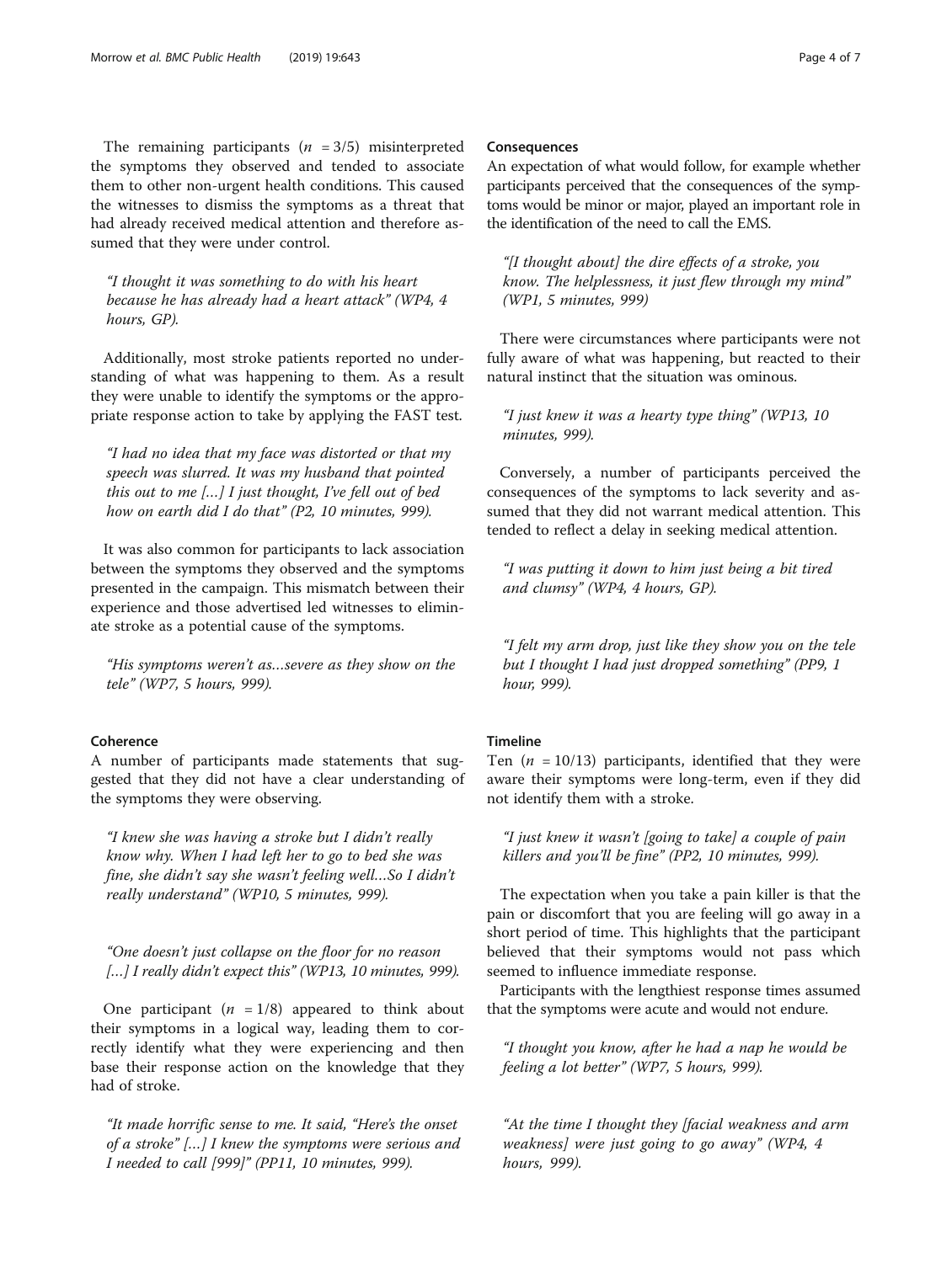The remaining participants ($n = 3/5$) misinterpreted the symptoms they observed and tended to associate them to other non-urgent health conditions. This caused the witnesses to dismiss the symptoms as a threat that had already received medical attention and therefore assumed that they were under control.

> "I thought it was something to do with his heart because he has already had a heart attack" (WP4, 4 hours, GP).

Additionally, most stroke patients reported no understanding of what was happening to them. As a result they were unable to identify the symptoms or the appropriate response action to take by applying the FAST test.

> "I had no idea that my face was distorted or that my speech was slurred. It was my husband that pointed this out to me [...] I just thought, I've fell out of bed how on earth did I do that" (P2, 10 minutes, 999).

It was also common for participants to lack association between the symptoms they observed and the symptoms presented in the campaign. This mismatch between their experience and those advertised led witnesses to eliminate stroke as a potential cause of the symptoms.

> "His symptoms weren't as…severe as they show on the tele" (WP7, 5 hours, 999).

#### Coherence

A number of participants made statements that suggested that they did not have a clear understanding of the symptoms they were observing.

> "I knew she was having a stroke but I didn't really know why. When I had left her to go to bed she was fine, she didn't say she wasn't feeling well…So I didn't really understand" (WP10, 5 minutes, 999).

> "One doesn't just collapse on the floor for no reason [...] I really didn't expect this" (WP13, 10 minutes, 999).

One participant ($n = 1/8$) appeared to think about their symptoms in a logical way, leading them to correctly identify what they were experiencing and then base their response action on the knowledge that they had of stroke.

> "It made horrific sense to me. It said, "Here's the onset of a stroke" [...] I knew the symptoms were serious and I needed to call [999]" (PP11, 10 minutes, 999).

#### Consequences

An expectation of what would follow, for example whether participants perceived that the consequences of the symptoms would be minor or major, played an important role in the identification of the need to call the EMS.

> "[I thought about] the dire effects of a stroke, you know. The helplessness, it just flew through my mind" (WP1, 5 minutes, 999)

There were circumstances where participants were not fully aware of what was happening, but reacted to their natural instinct that the situation was ominous.

> "I just knew it was a hearty type thing" (WP13, 10 minutes, 999).

Conversely, a number of participants perceived the consequences of the symptoms to lack severity and assumed that they did not warrant medical attention. This tended to reflect a delay in seeking medical attention.

> "I was putting it down to him just being a bit tired and clumsy" (WP4, 4 hours, GP).

> "I felt my arm drop, just like they show you on the tele but I thought I had just dropped something" (PP9, 1 hour, 999).

#### Timeline

Ten ($n = 10/13$) participants, identified that they were aware their symptoms were long-term, even if they did not identify them with a stroke.

> "I just knew it wasn't [going to take] a couple of pain killers and you'll be fine" (PP2, 10 minutes, 999).

The expectation when you take a pain killer is that the pain or discomfort that you are feeling will go away in a short period of time. This highlights that the participant believed that their symptoms would not pass which seemed to influence immediate response.

Participants with the lengthiest response times assumed that the symptoms were acute and would not endure.

> "I thought you know, after he had a nap he would be feeling a lot better" (WP7, 5 hours, 999).

> "At the time I thought they [facial weakness and arm weakness] were just going to go away" (WP4, 4 hours, 999).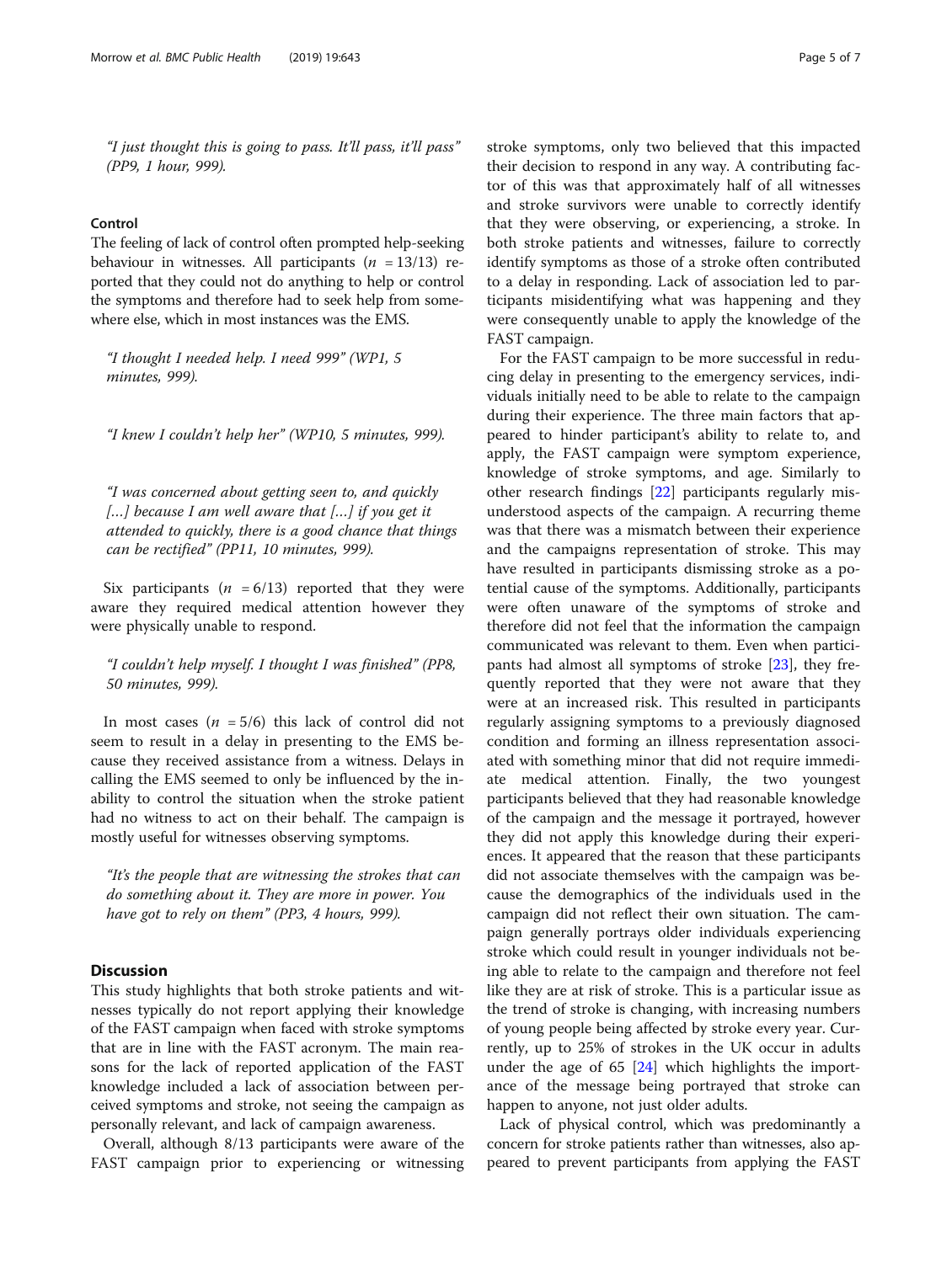*"I just thought this is going to pass. It'll pass, it'll pass" (PP9, 1 hour, 999).*

### Control

The feeling of lack of control often prompted help-seeking behaviour in witnesses. All participants ($n$ = 13/13) reported that they could not do anything to help or control the symptoms and therefore had to seek help from somewhere else, which in most instances was the EMS.

*"I thought I needed help. I need 999" (WP1, 5 minutes, 999).*

*"I knew I couldn't help her" (WP10, 5 minutes, 999).*

*"I was concerned about getting seen to, and quickly [...] because I am well aware that [...] if you get it attended to quickly, there is a good chance that things can be rectified" (PP11, 10 minutes, 999).*

Six participants ($n$ = 6/13) reported that they were aware they required medical attention however they were physically unable to respond.

*"I couldn't help myself. I thought I was finished" (PP8, 50 minutes, 999).*

In most cases ($n$ = 5/6) this lack of control did not seem to result in a delay in presenting to the EMS because they received assistance from a witness. Delays in calling the EMS seemed to only be influenced by the inability to control the situation when the stroke patient had no witness to act on their behalf. The campaign is mostly useful for witnesses observing symptoms.

*"It's the people that are witnessing the strokes that can do something about it. They are more in power. You have got to rely on them" (PP3, 4 hours, 999).*

## Discussion

This study highlights that both stroke patients and witnesses typically do not report applying their knowledge of the FAST campaign when faced with stroke symptoms that are in line with the FAST acronym. The main reasons for the lack of reported application of the FAST knowledge included a lack of association between perceived symptoms and stroke, not seeing the campaign as personally relevant, and lack of campaign awareness.

Overall, although 8/13 participants were aware of the FAST campaign prior to experiencing or witnessing stroke symptoms, only two believed that this impacted their decision to respond in any way. A contributing factor of this was that approximately half of all witnesses and stroke survivors were unable to correctly identify that they were observing, or experiencing, a stroke. In both stroke patients and witnesses, failure to correctly identify symptoms as those of a stroke often contributed to a delay in responding. Lack of association led to participants misidentifying what was happening and they were consequently unable to apply the knowledge of the FAST campaign.

For the FAST campaign to be more successful in reducing delay in presenting to the emergency services, individuals initially need to be able to relate to the campaign during their experience. The three main factors that appeared to hinder participant's ability to relate to, and apply, the FAST campaign were symptom experience, knowledge of stroke symptoms, and age. Similarly to other research findings [22] participants regularly misunderstood aspects of the campaign. A recurring theme was that there was a mismatch between their experience and the campaigns representation of stroke. This may have resulted in participants dismissing stroke as a potential cause of the symptoms. Additionally, participants were often unaware of the symptoms of stroke and therefore did not feel that the information the campaign communicated was relevant to them. Even when participants had almost all symptoms of stroke [23], they frequently reported that they were not aware that they were at an increased risk. This resulted in participants regularly assigning symptoms to a previously diagnosed condition and forming an illness representation associated with something minor that did not require immediate medical attention. Finally, the two youngest participants believed that they had reasonable knowledge of the campaign and the message it portrayed, however they did not apply this knowledge during their experiences. It appeared that the reason that these participants did not associate themselves with the campaign was because the demographics of the individuals used in the campaign did not reflect their own situation. The campaign generally portrays older individuals experiencing stroke which could result in younger individuals not being able to relate to the campaign and therefore not feel like they are at risk of stroke. This is a particular issue as the trend of stroke is changing, with increasing numbers of young people being affected by stroke every year. Currently, up to 25% of strokes in the UK occur in adults under the age of 65 [24] which highlights the importance of the message being portrayed that stroke can happen to anyone, not just older adults.

Lack of physical control, which was predominantly a concern for stroke patients rather than witnesses, also appeared to prevent participants from applying the FAST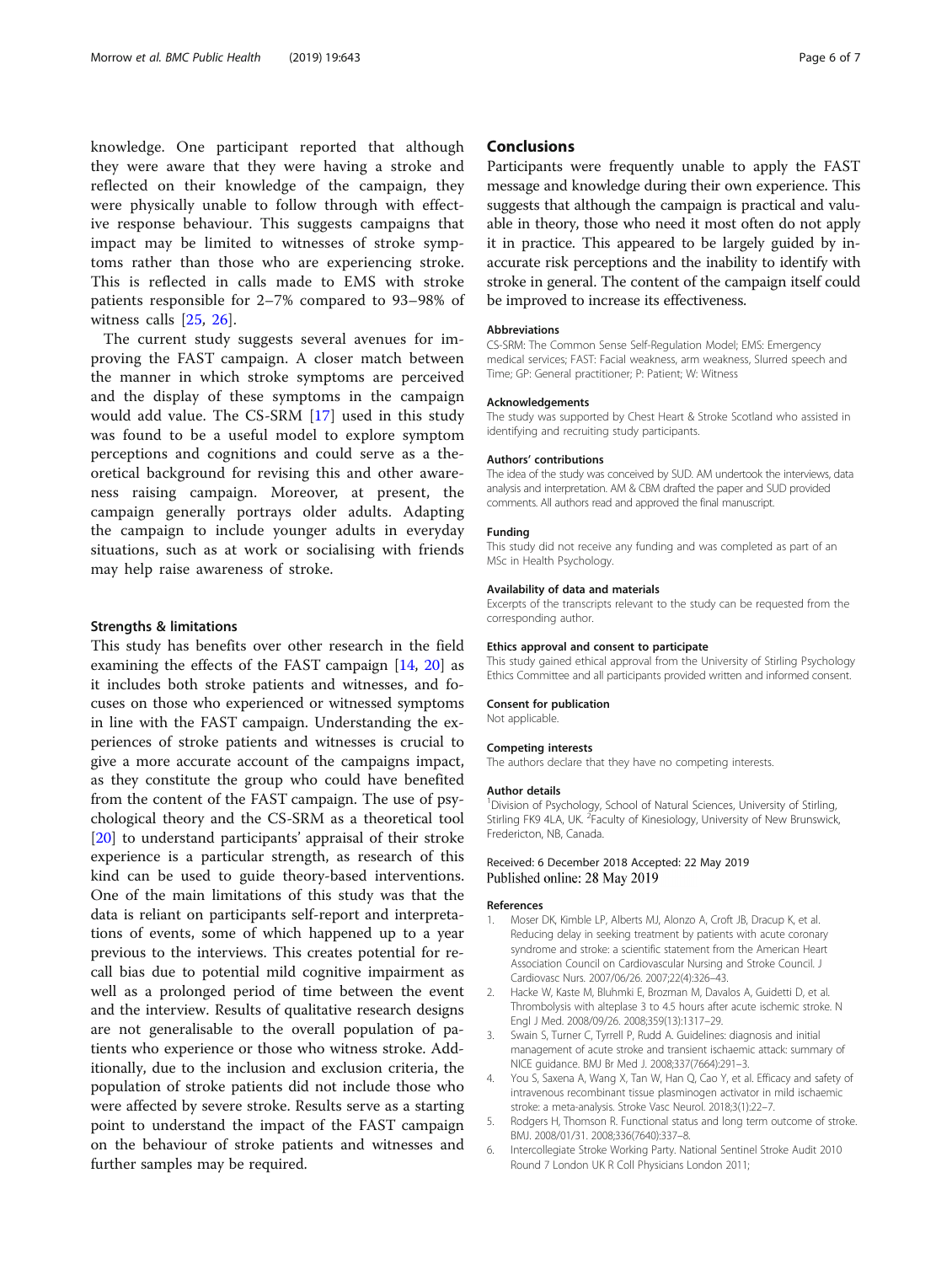knowledge. One participant reported that although they were aware that they were having a stroke and reflected on their knowledge of the campaign, they were physically unable to follow through with effective response behaviour. This suggests campaigns that impact may be limited to witnesses of stroke symptoms rather than those who are experiencing stroke. This is reflected in calls made to EMS with stroke patients responsible for 2–7% compared to 93–98% of witness calls [25, 26].

The current study suggests several avenues for improving the FAST campaign. A closer match between the manner in which stroke symptoms are perceived and the display of these symptoms in the campaign would add value. The CS-SRM [17] used in this study was found to be a useful model to explore symptom perceptions and cognitions and could serve as a theoretical background for revising this and other awareness raising campaign. Moreover, at present, the campaign generally portrays older adults. Adapting the campaign to include younger adults in everyday situations, such as at work or socialising with friends may help raise awareness of stroke.

### Strengths & limitations

This study has benefits over other research in the field examining the effects of the FAST campaign [14, 20] as it includes both stroke patients and witnesses, and focuses on those who experienced or witnessed symptoms in line with the FAST campaign. Understanding the experiences of stroke patients and witnesses is crucial to give a more accurate account of the campaigns impact, as they constitute the group who could have benefited from the content of the FAST campaign. The use of psychological theory and the CS-SRM as a theoretical tool [20] to understand participants' appraisal of their stroke experience is a particular strength, as research of this kind can be used to guide theory-based interventions. One of the main limitations of this study was that the data is reliant on participants self-report and interpretations of events, some of which happened up to a year previous to the interviews. This creates potential for recall bias due to potential mild cognitive impairment as well as a prolonged period of time between the event and the interview. Results of qualitative research designs are not generalisable to the overall population of patients who experience or those who witness stroke. Additionally, due to the inclusion and exclusion criteria, the population of stroke patients did not include those who were affected by severe stroke. Results serve as a starting point to understand the impact of the FAST campaign on the behaviour of stroke patients and witnesses and further samples may be required.

## Conclusions

Participants were frequently unable to apply the FAST message and knowledge during their own experience. This suggests that although the campaign is practical and valuable in theory, those who need it most often do not apply it in practice. This appeared to be largely guided by inaccurate risk perceptions and the inability to identify with stroke in general. The content of the campaign itself could be improved to increase its effectiveness.

#### Abbreviations

CS-SRM: The Common Sense Self-Regulation Model; EMS: Emergency medical services; FAST: Facial weakness, arm weakness, Slurred speech and Time; GP: General practitioner; P: Patient; W: Witness

#### Acknowledgements

The study was supported by Chest Heart & Stroke Scotland who assisted in identifying and recruiting study participants.

#### Authors' contributions

The idea of the study was conceived by SUD. AM undertook the interviews, data analysis and interpretation. AM & CBM drafted the paper and SUD provided comments. All authors read and approved the final manuscript.

#### Funding

This study did not receive any funding and was completed as part of an MSc in Health Psychology.

#### Availability of data and materials

Excerpts of the transcripts relevant to the study can be requested from the corresponding author.

#### Ethics approval and consent to participate

This study gained ethical approval from the University of Stirling Psychology Ethics Committee and all participants provided written and informed consent.

#### Consent for publication

Not applicable.

#### Competing interests

The authors declare that they have no competing interests.

#### Author details

[1]Division of Psychology, School of Natural Sciences, University of Stirling, Stirling FK9 4LA, UK. [2]Faculty of Kinesiology, University of New Brunswick, Fredericton, NB, Canada.

Received: 6 December 2018 Accepted: 22 May 2019
Published online: 28 May 2019

#### References

1. Moser DK, Kimble LP, Alberts MJ, Alonzo A, Croft JB, Dracup K, et al. Reducing delay in seeking treatment by patients with acute coronary syndrome and stroke: a scientific statement from the American Heart Association Council on Cardiovascular Nursing and Stroke Council. J Cardiovasc Nurs. 2007/06/26. 2007;22(4):326–43.
2. Hacke W, Kaste M, Bluhmki E, Brozman M, Davalos A, Guidetti D, et al. Thrombolysis with alteplase 3 to 4.5 hours after acute ischemic stroke. N Engl J Med. 2008/09/26. 2008;359(13):1317–29.
3. Swain S, Turner C, Tyrrell P, Rudd A. Guidelines: diagnosis and initial management of acute stroke and transient ischaemic attack: summary of NICE guidance. BMJ Br Med J. 2008;337(7664):291–3.
4. You S, Saxena A, Wang X, Tan W, Han Q, Cao Y, et al. Efficacy and safety of intravenous recombinant tissue plasminogen activator in mild ischaemic stroke: a meta-analysis. Stroke Vasc Neurol. 2018;3(1):22–7.
5. Rodgers H, Thomson R. Functional status and long term outcome of stroke. BMJ. 2008/01/31. 2008;336(7640):337–8.
6. Intercollegiate Stroke Working Party. National Sentinel Stroke Audit 2010 Round 7 London UK R Coll Physicians London 2011;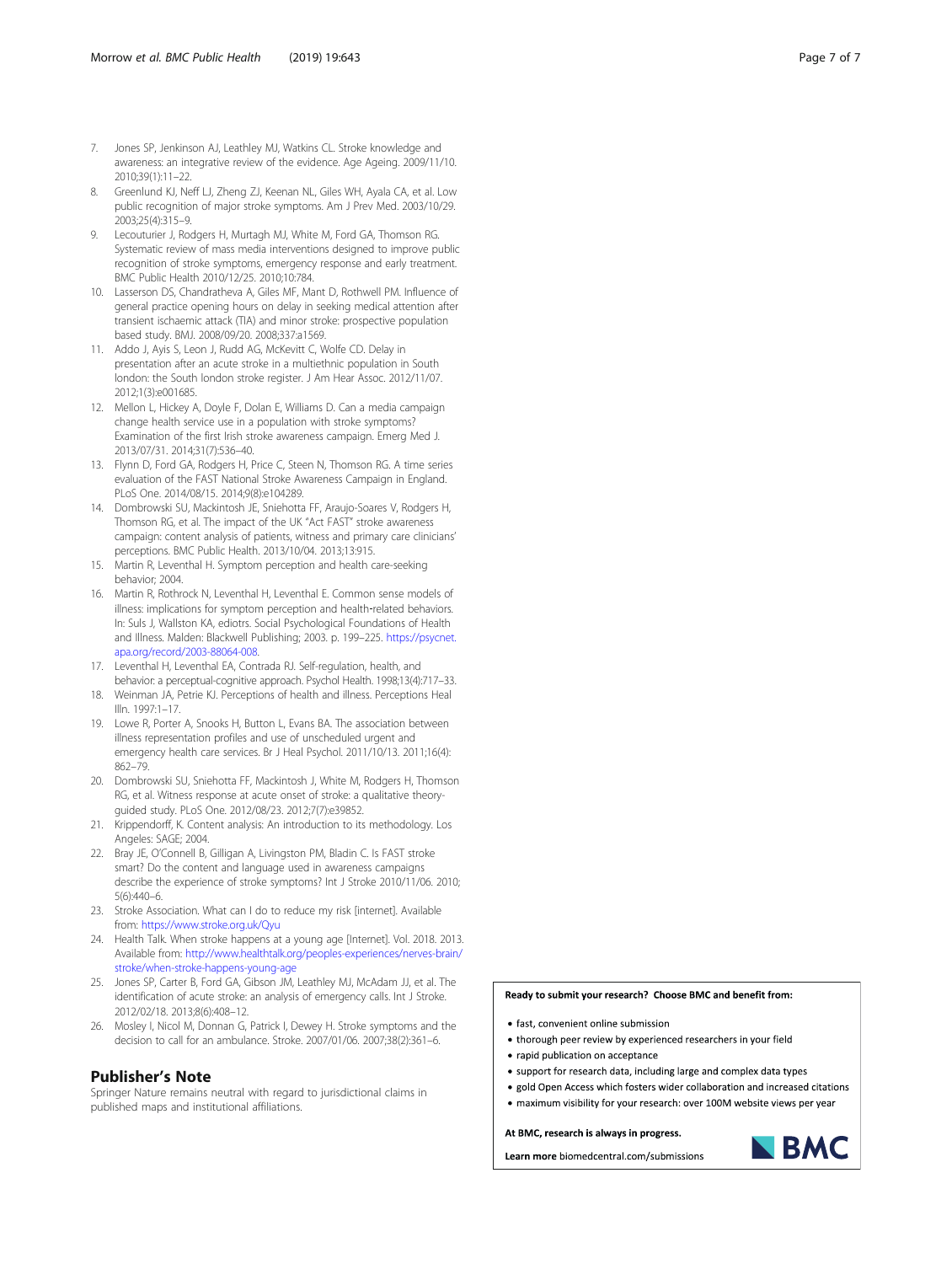7. Jones SP, Jenkinson AJ, Leathley MJ, Watkins CL. Stroke knowledge and awareness: an integrative review of the evidence. Age Ageing. 2009/11/10. 2010;39(1):11–22.
8. Greenlund KJ, Neff LJ, Zheng ZJ, Keenan NL, Giles WH, Ayala CA, et al. Low public recognition of major stroke symptoms. Am J Prev Med. 2003/10/29. 2003;25(4):315–9.
9. Lecouturier J, Rodgers H, Murtagh MJ, White M, Ford GA, Thomson RG. Systematic review of mass media interventions designed to improve public recognition of stroke symptoms, emergency response and early treatment. BMC Public Health 2010/12/25. 2010;10:784.
10. Lasserson DS, Chandratheva A, Giles MF, Mant D, Rothwell PM. Influence of general practice opening hours on delay in seeking medical attention after transient ischaemic attack (TIA) and minor stroke: prospective population based study. BMJ. 2008/09/20. 2008;337:a1569.
11. Addo J, Ayis S, Leon J, Rudd AG, McKevitt C, Wolfe CD. Delay in presentation after an acute stroke in a multiethnic population in South london: the South london stroke register. J Am Hear Assoc. 2012/11/07. 2012;1(3):e001685.
12. Mellon L, Hickey A, Doyle F, Dolan E, Williams D. Can a media campaign change health service use in a population with stroke symptoms? Examination of the first Irish stroke awareness campaign. Emerg Med J. 2013/07/31. 2014;31(7):536–40.
13. Flynn D, Ford GA, Rodgers H, Price C, Steen N, Thomson RG. A time series evaluation of the FAST National Stroke Awareness Campaign in England. PLoS One. 2014/08/15. 2014;9(8):e104289.
14. Dombrowski SU, Mackintosh JE, Sniehotta FF, Araujo-Soares V, Rodgers H, Thomson RG, et al. The impact of the UK "Act FAST" stroke awareness campaign: content analysis of patients, witness and primary care clinicians' perceptions. BMC Public Health. 2013/10/04. 2013;13:915.
15. Martin R, Leventhal H. Symptom perception and health care-seeking behavior; 2004.
16. Martin R, Rothrock N, Leventhal H, Leventhal E. Common sense models of illness: implications for symptom perception and health-related behaviors. In: Suls J, Wallston KA, ediotrs. Social Psychological Foundations of Health and Illness. Malden: Blackwell Publishing; 2003. p. 199–225. https://psycnet.apa.org/record/2003-88064-008.
17. Leventhal H, Leventhal EA, Contrada RJ. Self-regulation, health, and behavior: a perceptual-cognitive approach. Psychol Health. 1998;13(4):717–33.
18. Weinman JA, Petrie KJ. Perceptions of health and illness. Perceptions Heal Illn. 1997:1–17.
19. Lowe R, Porter A, Snooks H, Button L, Evans BA. The association between illness representation profiles and use of unscheduled urgent and emergency health care services. Br J Heal Psychol. 2011/10/13. 2011;16(4):862–79.
20. Dombrowski SU, Sniehotta FF, Mackintosh J, White M, Rodgers H, Thomson RG, et al. Witness response at acute onset of stroke: a qualitative theory-guided study. PLoS One. 2012/08/23. 2012;7(7):e39852.
21. Krippendorff, K. Content analysis: An introduction to its methodology. Los Angeles: SAGE; 2004.
22. Bray JE, O'Connell B, Gilligan A, Livingston PM, Bladin C. Is FAST stroke smart? Do the content and language used in awareness campaigns describe the experience of stroke symptoms? Int J Stroke 2010/11/06. 2010;5(6):440–6.
23. Stroke Association. What can I do to reduce my risk [internet]. Available from: https://www.stroke.org.uk/Qyu
24. Health Talk. When stroke happens at a young age [Internet]. Vol. 2018. 2013. Available from: http://www.healthtalk.org/peoples-experiences/nerves-brain/stroke/when-stroke-happens-young-age
25. Jones SP, Carter B, Ford GA, Gibson JM, Leathley MJ, McAdam JJ, et al. The identification of acute stroke: an analysis of emergency calls. Int J Stroke. 2012/02/18. 2013;8(6):408–12.
26. Mosley I, Nicol M, Donnan G, Patrick I, Dewey H. Stroke symptoms and the decision to call for an ambulance. Stroke. 2007/01/06. 2007;38(2):361–6.

## Publisher's Note

Springer Nature remains neutral with regard to jurisdictional claims in published maps and institutional affiliations.

**Ready to submit your research? Choose BMC and benefit from:**

- fast, convenient online submission
- thorough peer review by experienced researchers in your field
- rapid publication on acceptance
- support for research data, including large and complex data types
- gold Open Access which fosters wider collaboration and increased citations
- maximum visibility for your research: over 100M website views per year

**At BMC, research is always in progress.**

**Learn more** biomedcentral.com/submissions

BMC